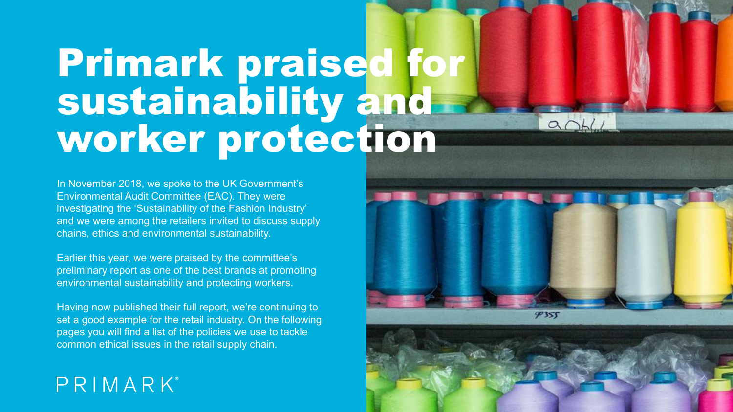# Primark praised for sustainability and worker protection

In November 2018, we spoke to the UK Government's Environmental Audit Committee (EAC). They were investigating the 'Sustainability of the Fashion Industry' and we were among the retailers invited to discuss supply chains, ethics and environmental sustainability.

Earlier this year, we were praised by the committee's preliminary report as one of the best brands at promoting environmental sustainability and protecting workers.

Having now published their full report, we're continuing to set a good example for the retail industry. On the following pages you will find a list of the policies we use to tackle common ethical issues in the retail supply chain.

PRIMARK®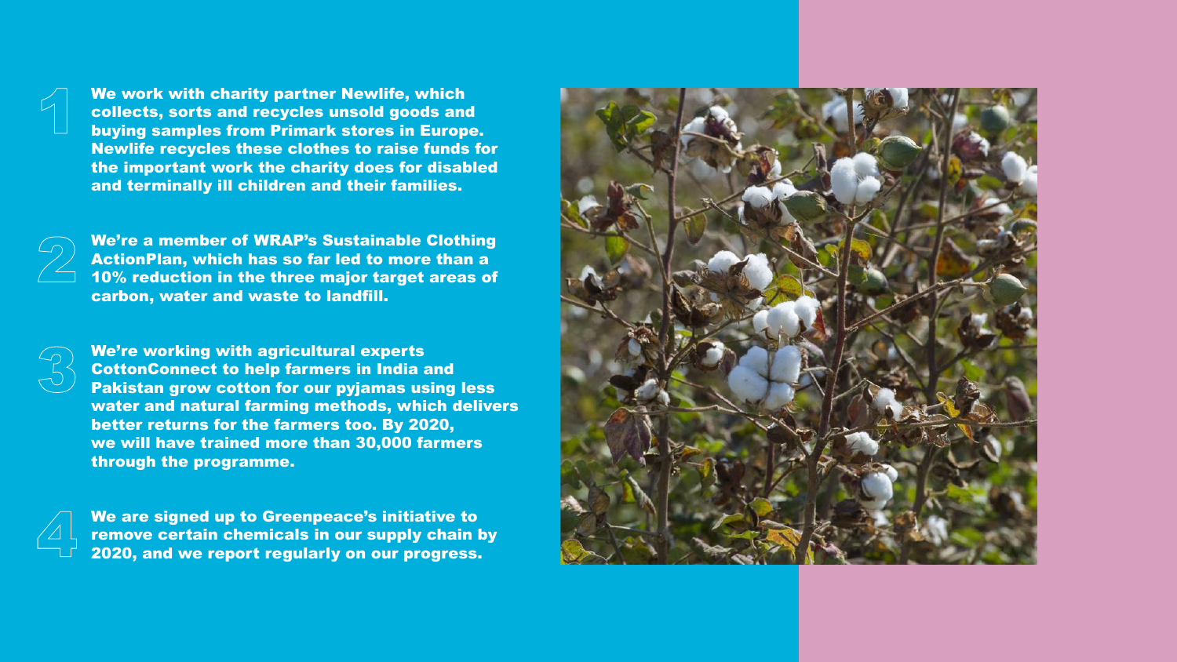1. We work with charity partner Newlife, which collects, sorts and recycles unsold goods and buying samples from Primark stores in Europe. Newlife recycles these clothes to raise funds for the important work the charity does for disabled and terminally ill children and their families.

2. We're a member of WRAP's Sustainable Clothing ActionPlan, which has so far led to more than a 10% reduction in the three major target areas of carbon, water and waste to landfill.

3. We're working with agricultural experts CottonConnect to help farmers in India and Pakistan grow cotton for our pyjamas using less water and natural farming methods, which delivers better returns for the farmers too. By 2020, we will have trained more than 30,000 farmers through the programme.

4. We are signed up to Greenpeace's initiative to remove certain chemicals in our supply chain by 2020, and we report regularly on our progress.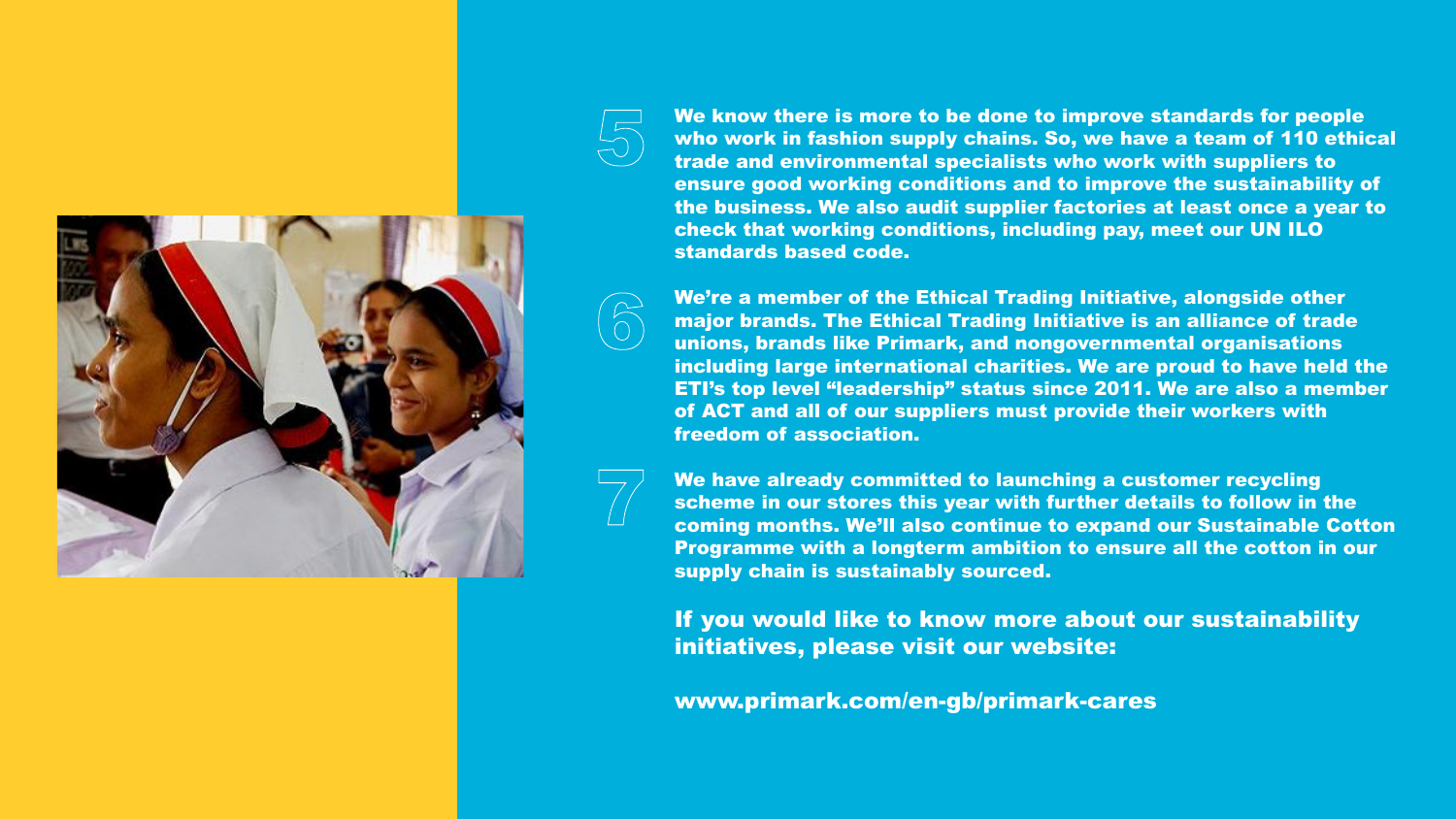5

We know there is more to be done to improve standards for people who work in fashion supply chains. So, we have a team of 110 ethical trade and environmental specialists who work with suppliers to ensure good working conditions and to improve the sustainability of the business. We also audit supplier factories at least once a year to check that working conditions, including pay, meet our UN ILO standards based code.

6

We're a member of the Ethical Trading Initiative, alongside other major brands. The Ethical Trading Initiative is an alliance of trade unions, brands like Primark, and nongovernmental organisations including large international charities. We are proud to have held the ETI's top level "leadership" status since 2011. We are also a member of ACT and all of our suppliers must provide their workers with freedom of association.

7

We have already committed to launching a customer recycling scheme in our stores this year with further details to follow in the coming months. We'll also continue to expand our Sustainable Cotton Programme with a longterm ambition to ensure all the cotton in our supply chain is sustainably sourced.

**If you would like to know more about our sustainability initiatives, please visit our website:**

**www.primark.com/en-gb/primark-cares**